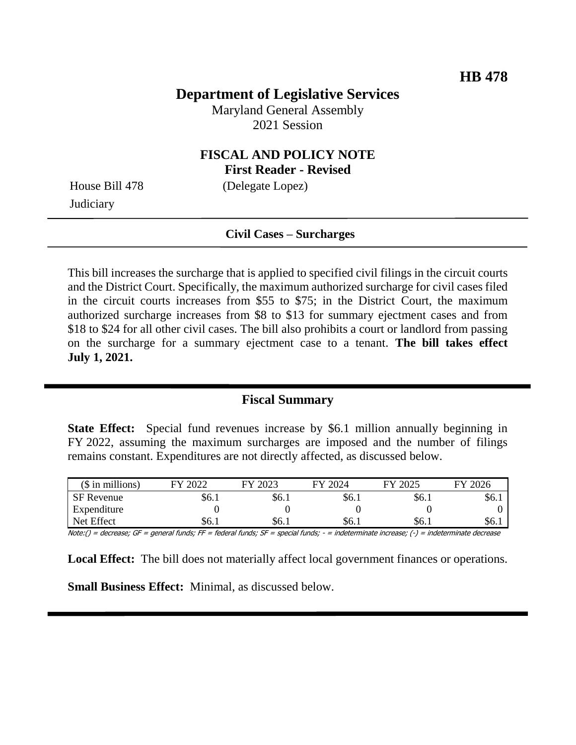**HB 478**

# Department of Legislative Services

Maryland General Assembly
2021 Session

## FISCAL AND POLICY NOTE

**First Reader - Revised**

House Bill 478 (Delegate Lopez)
Judiciary

**Civil Cases – Surcharges**

This bill increases the surcharge that is applied to specified civil filings in the circuit courts and the District Court. Specifically, the maximum authorized surcharge for civil cases filed in the circuit courts increases from $55 to $75; in the District Court, the maximum authorized surcharge increases from $8 to $13 for summary ejectment cases and from $18 to $24 for all other civil cases. The bill also prohibits a court or landlord from passing on the surcharge for a summary ejectment case to a tenant. **The bill takes effect July 1, 2021.**

## Fiscal Summary

**State Effect:** Special fund revenues increase by $6.1 million annually beginning in FY 2022, assuming the maximum surcharges are imposed and the number of filings remains constant. Expenditures are not directly affected, as discussed below.

| ($ in millions) | FY 2022 | FY 2023 | FY 2024 | FY 2025 | FY 2026 |
|---|---|---|---|---|---|
| SF Revenue | $6.1 | $6.1 | $6.1 | $6.1 | $6.1 |
| Expenditure | 0 | 0 | 0 | 0 | 0 |
| Net Effect | $6.1 | $6.1 | $6.1 | $6.1 | $6.1 |

Note:() = decrease; GF = general funds; FF = federal funds; SF = special funds; - = indeterminate increase; (-) = indeterminate decrease

**Local Effect:** The bill does not materially affect local government finances or operations.

**Small Business Effect:** Minimal, as discussed below.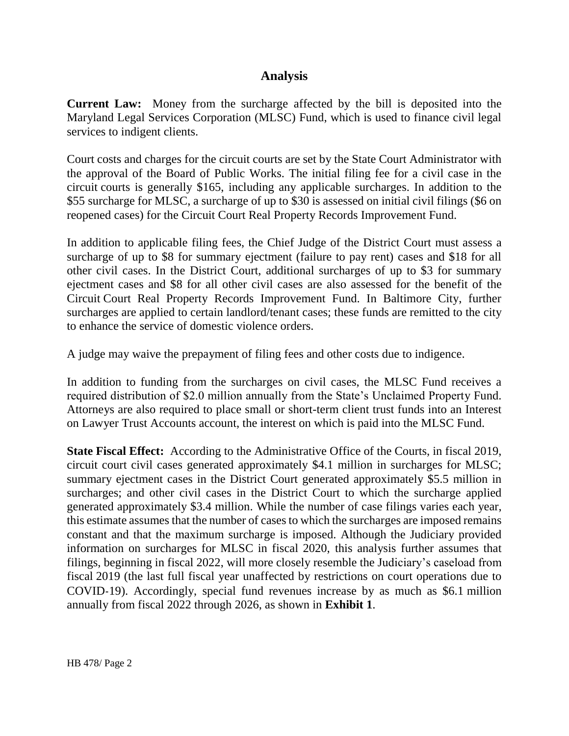## Analysis

**Current Law:** Money from the surcharge affected by the bill is deposited into the Maryland Legal Services Corporation (MLSC) Fund, which is used to finance civil legal services to indigent clients.

Court costs and charges for the circuit courts are set by the State Court Administrator with the approval of the Board of Public Works. The initial filing fee for a civil case in the circuit courts is generally $165, including any applicable surcharges. In addition to the $55 surcharge for MLSC, a surcharge of up to $30 is assessed on initial civil filings ($6 on reopened cases) for the Circuit Court Real Property Records Improvement Fund.

In addition to applicable filing fees, the Chief Judge of the District Court must assess a surcharge of up to $8 for summary ejectment (failure to pay rent) cases and $18 for all other civil cases. In the District Court, additional surcharges of up to $3 for summary ejectment cases and $8 for all other civil cases are also assessed for the benefit of the Circuit Court Real Property Records Improvement Fund. In Baltimore City, further surcharges are applied to certain landlord/tenant cases; these funds are remitted to the city to enhance the service of domestic violence orders.

A judge may waive the prepayment of filing fees and other costs due to indigence.

In addition to funding from the surcharges on civil cases, the MLSC Fund receives a required distribution of $2.0 million annually from the State's Unclaimed Property Fund. Attorneys are also required to place small or short-term client trust funds into an Interest on Lawyer Trust Accounts account, the interest on which is paid into the MLSC Fund.

**State Fiscal Effect:** According to the Administrative Office of the Courts, in fiscal 2019, circuit court civil cases generated approximately $4.1 million in surcharges for MLSC; summary ejectment cases in the District Court generated approximately $5.5 million in surcharges; and other civil cases in the District Court to which the surcharge applied generated approximately $3.4 million. While the number of case filings varies each year, this estimate assumes that the number of cases to which the surcharges are imposed remains constant and that the maximum surcharge is imposed. Although the Judiciary provided information on surcharges for MLSC in fiscal 2020, this analysis further assumes that filings, beginning in fiscal 2022, will more closely resemble the Judiciary's caseload from fiscal 2019 (the last full fiscal year unaffected by restrictions on court operations due to COVID-19). Accordingly, special fund revenues increase by as much as $6.1 million annually from fiscal 2022 through 2026, as shown in **Exhibit 1**.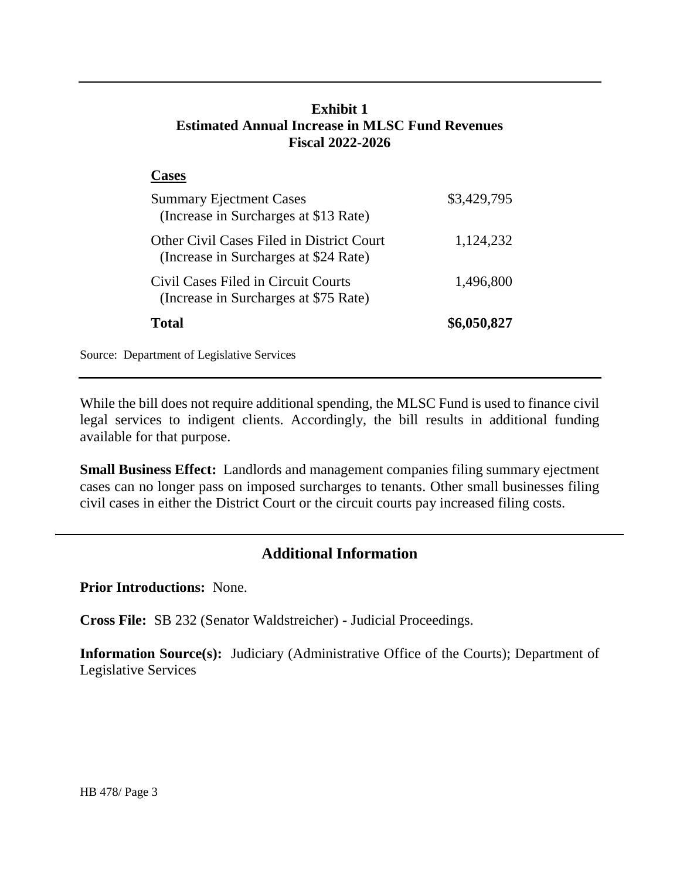**Exhibit 1**
**Estimated Annual Increase in MLSC Fund Revenues**
**Fiscal 2022-2026**

| **Cases** | |
|---|---|
| Summary Ejectment Cases (Increase in Surcharges at $13 Rate) | $3,429,795 |
| Other Civil Cases Filed in District Court (Increase in Surcharges at $24 Rate) | 1,124,232 |
| Civil Cases Filed in Circuit Courts (Increase in Surcharges at $75 Rate) | 1,496,800 |
| **Total** | **$6,050,827** |

Source: Department of Legislative Services

While the bill does not require additional spending, the MLSC Fund is used to finance civil legal services to indigent clients. Accordingly, the bill results in additional funding available for that purpose.

**Small Business Effect:** Landlords and management companies filing summary ejectment cases can no longer pass on imposed surcharges to tenants. Other small businesses filing civil cases in either the District Court or the circuit courts pay increased filing costs.

## Additional Information

**Prior Introductions:** None.

**Cross File:** SB 232 (Senator Waldstreicher) - Judicial Proceedings.

**Information Source(s):** Judiciary (Administrative Office of the Courts); Department of Legislative Services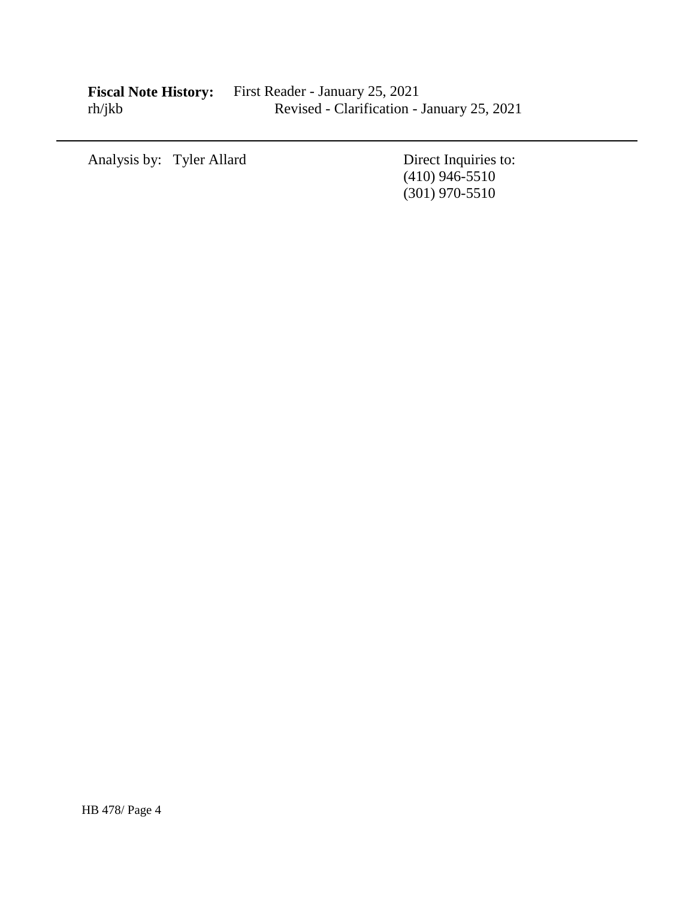**Fiscal Note History:** First Reader - January 25, 2021
rh/jkb Revised - Clarification - January 25, 2021

---

Analysis by: Tyler Allard

Direct Inquiries to:
(410) 946-5510
(301) 970-5510